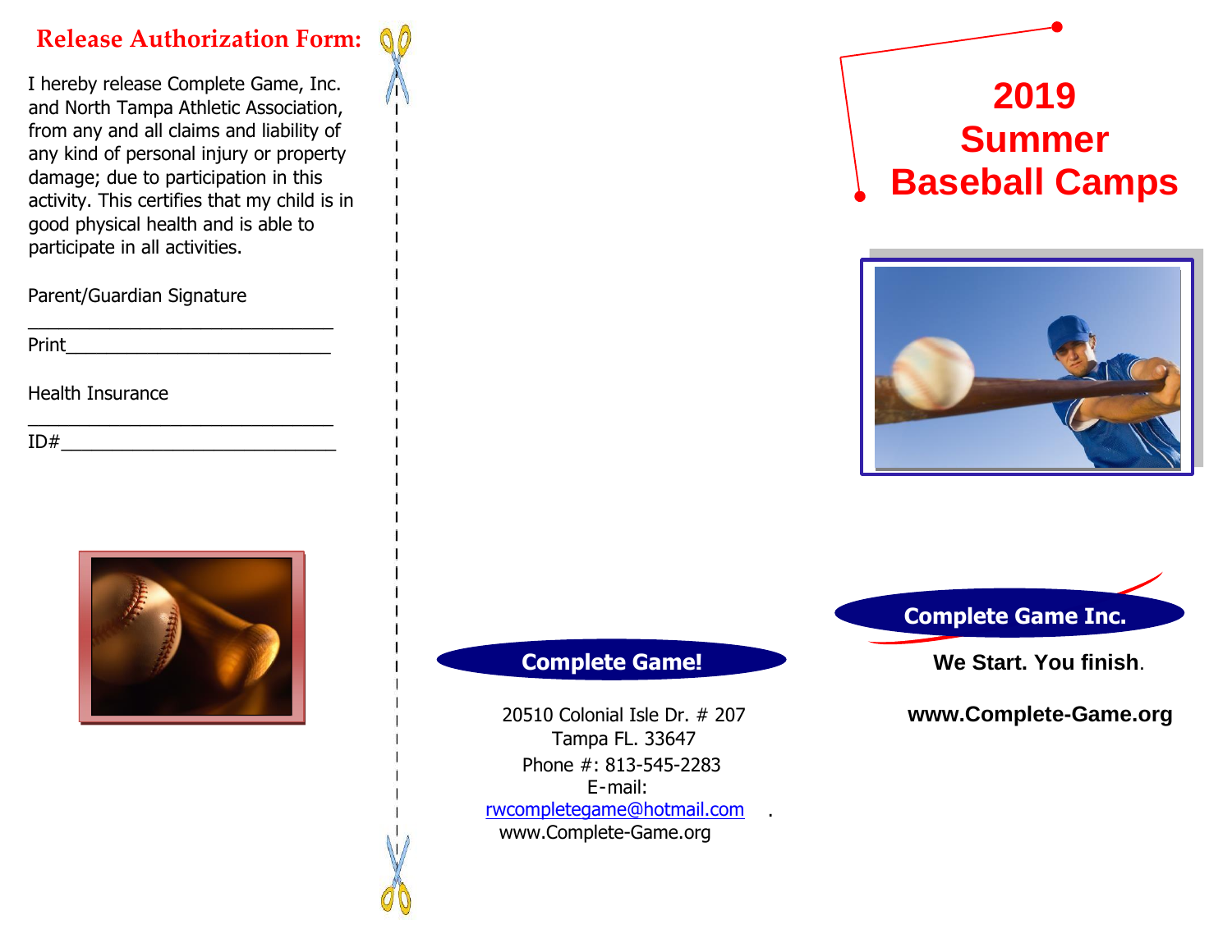## Release Authorization Form:

I hereby release Complete Game, Inc. and North Tampa Athletic Association, from any and all claims and liability of any kind of personal injury or property damage; due to participation in this activity. This certifies that my child is in good physical health and is able to participate in all activities.

Parent/Guardian Signature

_______________________________

Print___________________________

Health Insurance

_______________________________

ID#____________________________

**Complete Game!**

20510 Colonial Isle Dr. # 207
Tampa FL. 33647
Phone #: 813-545-2283
E-mail:
rwcompletegame@hotmail.com .
www.Complete-Game.org

# 2019 Summer Baseball Camps

**Complete Game Inc.**

**We Start. You finish.**

**www.Complete-Game.org**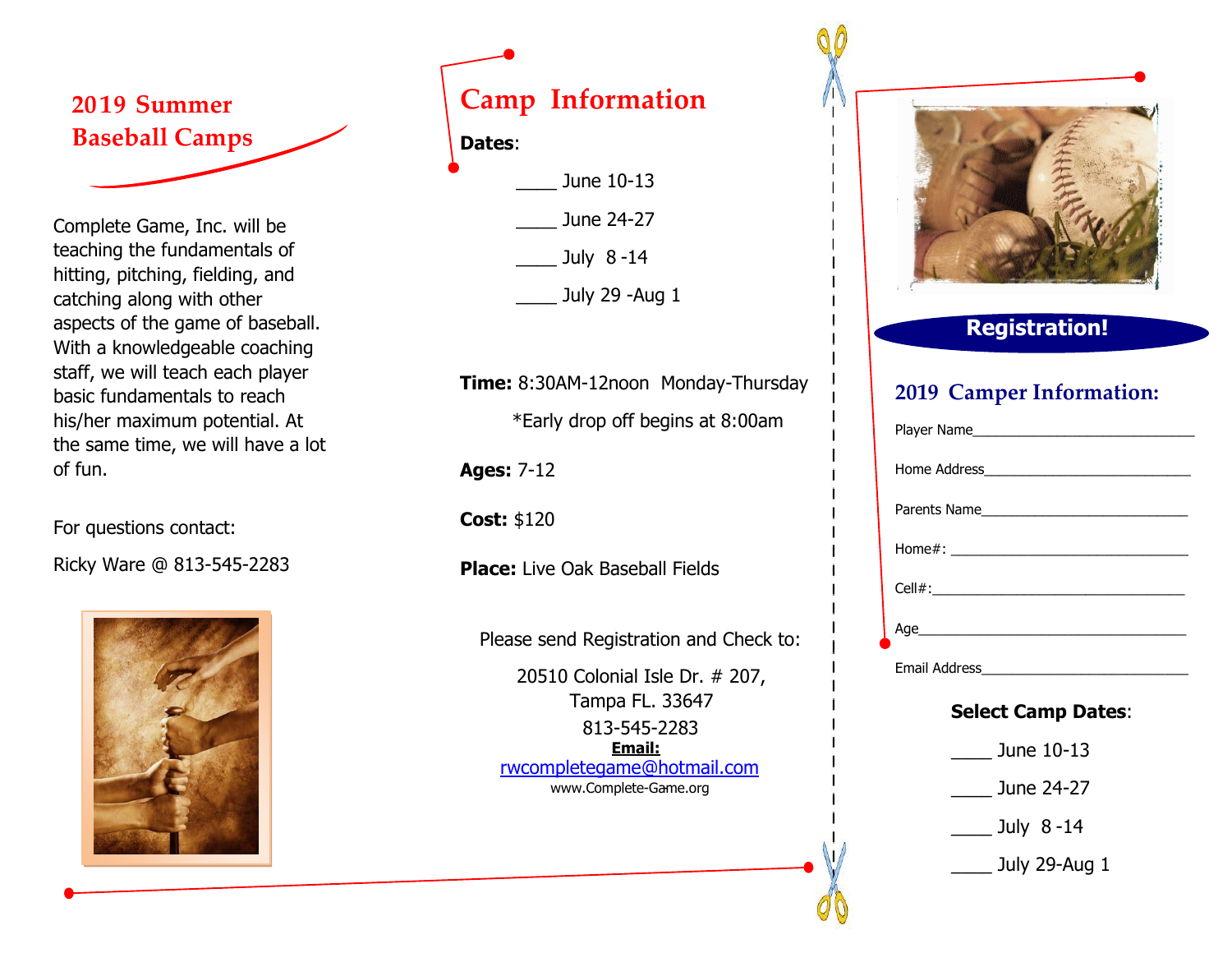## 2019 Summer Baseball Camps

Complete Game, Inc. will be teaching the fundamentals of hitting, pitching, fielding, and catching along with other aspects of the game of baseball. With a knowledgeable coaching staff, we will teach each player basic fundamentals to reach his/her maximum potential. At the same time, we will have a lot of fun.

For questions contact:

Ricky Ware @ 813-545-2283

## Camp Information

**Dates**:

____ June 10-13

____ June 24-27

____ July 8 -14

____ July 29 -Aug 1

**Time:** 8:30AM-12noon Monday-Thursday

*Early drop off begins at 8:00am

**Ages:** 7-12

**Cost:** $120

**Place:** Live Oak Baseball Fields

Please send Registration and Check to:

20510 Colonial Isle Dr. # 207,
Tampa FL. 33647
813-545-2283

**Email:**
rwcompletegame@hotmail.com
www.Complete-Game.org

## Registration!

### 2019 Camper Information:

Player Name____________________________

Home Address__________________________

Parents Name___________________________

Home#: ______________________________

Cell#:_________________________________

Age___________________________________

Email Address___________________________

**Select Camp Dates**:

____ June 10-13

____ June 24-27

____ July 8 -14

____ July 29-Aug 1